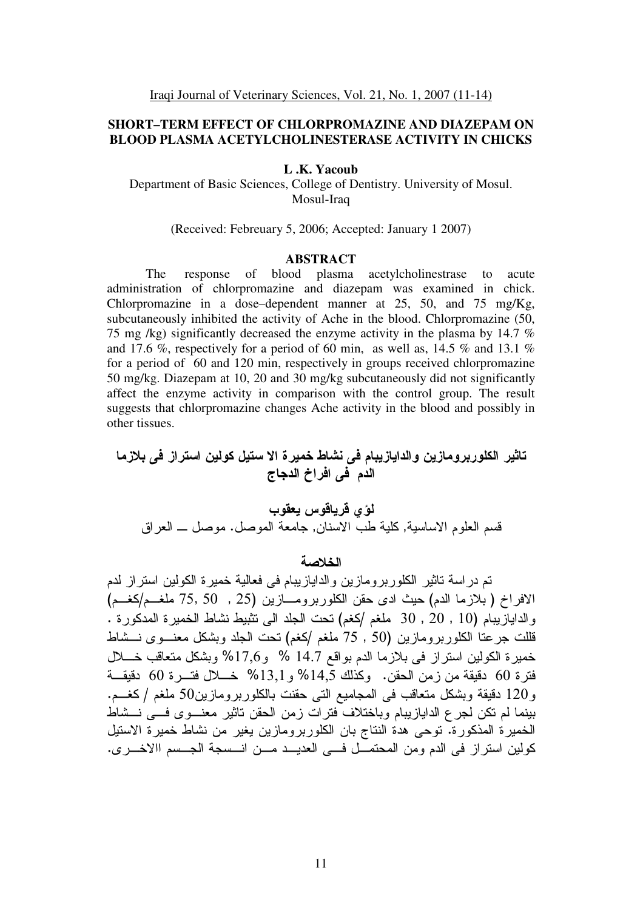# SHORT–TERM EFFECT OF CHLORPROMAZINE AND DIAZEPAM ON BLOOD PLASMA ACETYLCHOLINESTERASE ACTIVITY IN CHICKS

**L .K. Yacoub**

Department of Basic Sciences, College of Dentistry. University of Mosul. Mosul-Iraq

(Received: Febreuary 5, 2006; Accepted: January 1 2007)

## ABSTRACT

The response of blood plasma acetylcholinestrase to acute administration of chlorpromazine and diazepam was examined in chick. Chlorpromazine in a dose–dependent manner at 25, 50, and 75 mg/Kg, subcutaneously inhibited the activity of Ache in the blood. Chlorpromazine (50, 75 mg /kg) significantly decreased the enzyme activity in the plasma by 14.7 % and 17.6 %, respectively for a period of 60 min, as well as, 14.5 % and 13.1 % for a period of 60 and 120 min, respectively in groups received chlorpromazine 50 mg/kg. Diazepam at 10, 20 and 30 mg/kg subcutaneously did not significantly affect the enzyme activity in comparison with the control group. The result suggests that chlorpromazine changes Ache activity in the blood and possibly in other tissues.

## تاثير الكلوربرومازين والدايازيبام فى نشاط خميرة الا ستيل كولين استراز فى بلازما الدم فى افراخ الدجاج

**لؤي قرياقوس يعقوب**

قسم العلوم الاساسية, كلية طب الاسنان, جامعة الموصل. موصل ــ العراق

## الخلاصة

تم دراسة تاثير الكلوربرومازين والدايازيبام فى فعالية خميرة الكولين استراز لدم الافراخ ( بلازما الدم) حيث ادى حقن الكلوربرومازين (25 , 50 ,75 ملغم/كغم) والدايازيبام (10 , 20 , 30 ملغم /كغم) تحت الجلد الى تثبيط نشاط الخميرة المدكورة . قللت جرعتا الكلوربرومازين (50 , 75 ملغم /كغم) تحت الجلد وبشكل معنوى نشاط خميرة الكولين استراز فى بلازما الدم بواقع 14.7 % و17,6% وبشكل متعاقب خلال فترة 60 دقيقة من زمن الحقن. وكذلك 14,5% و13,1% خلال فترة 60 دقيقة و120 دقيقة وبشكل متعاقب فى المجاميع التى حقنت بالكلوربرومازين50 ملغم / كغم. بينما لم تكن لجرع الدايازيبام وباختلاف فترات زمن الحقن تاثير معنوى فى نشاط الخميرة المذكورة. توحى هدة النتاج بان الكلوربرومازين يغير من نشاط خميرة الاستيل كولين استراز فى الدم ومن المحتمل فى العديد من انسجة الجسم االاخرى.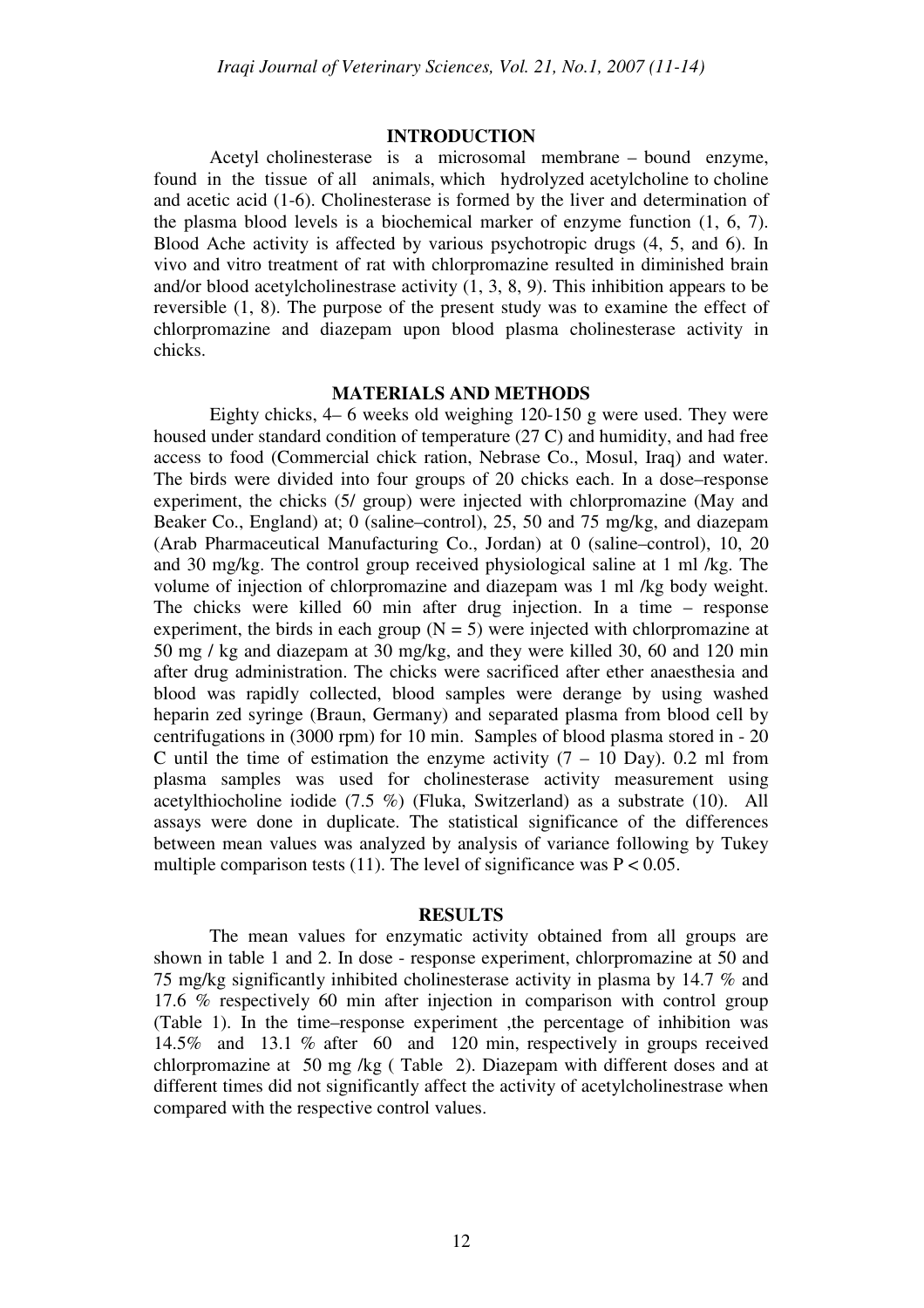## INTRODUCTION

Acetyl cholinesterase is a microsomal membrane – bound enzyme, found in the tissue of all animals, which hydrolyzed acetylcholine to choline and acetic acid (1-6). Cholinesterase is formed by the liver and determination of the plasma blood levels is a biochemical marker of enzyme function (1, 6, 7). Blood Ache activity is affected by various psychotropic drugs (4, 5, and 6). In vivo and vitro treatment of rat with chlorpromazine resulted in diminished brain and/or blood acetylcholinestrase activity (1, 3, 8, 9). This inhibition appears to be reversible (1, 8). The purpose of the present study was to examine the effect of chlorpromazine and diazepam upon blood plasma cholinesterase activity in chicks.

## MATERIALS AND METHODS

Eighty chicks, 4– 6 weeks old weighing 120-150 g were used. They were housed under standard condition of temperature (27 C) and humidity, and had free access to food (Commercial chick ration, Nebrase Co., Mosul, Iraq) and water. The birds were divided into four groups of 20 chicks each. In a dose–response experiment, the chicks (5/ group) were injected with chlorpromazine (May and Beaker Co., England) at; 0 (saline–control), 25, 50 and 75 mg/kg, and diazepam (Arab Pharmaceutical Manufacturing Co., Jordan) at 0 (saline–control), 10, 20 and 30 mg/kg. The control group received physiological saline at 1 ml /kg. The volume of injection of chlorpromazine and diazepam was 1 ml /kg body weight. The chicks were killed 60 min after drug injection. In a time – response experiment, the birds in each group (N = 5) were injected with chlorpromazine at 50 mg / kg and diazepam at 30 mg/kg, and they were killed 30, 60 and 120 min after drug administration. The chicks were sacrificed after ether anaesthesia and blood was rapidly collected, blood samples were derange by using washed heparin zed syringe (Braun, Germany) and separated plasma from blood cell by centrifugations in (3000 rpm) for 10 min. Samples of blood plasma stored in - 20 C until the time of estimation the enzyme activity (7 – 10 Day). 0.2 ml from plasma samples was used for cholinesterase activity measurement using acetylthiocholine iodide (7.5 %) (Fluka, Switzerland) as a substrate (10). All assays were done in duplicate. The statistical significance of the differences between mean values was analyzed by analysis of variance following by Tukey multiple comparison tests (11). The level of significance was $P < 0.05$.

## RESULTS

The mean values for enzymatic activity obtained from all groups are shown in table 1 and 2. In dose - response experiment, chlorpromazine at 50 and 75 mg/kg significantly inhibited cholinesterase activity in plasma by 14.7 % and 17.6 % respectively 60 min after injection in comparison with control group (Table 1). In the time–response experiment ,the percentage of inhibition was 14.5% and 13.1 % after 60 and 120 min, respectively in groups received chlorpromazine at 50 mg /kg ( Table 2). Diazepam with different doses and at different times did not significantly affect the activity of acetylcholinestrase when compared with the respective control values.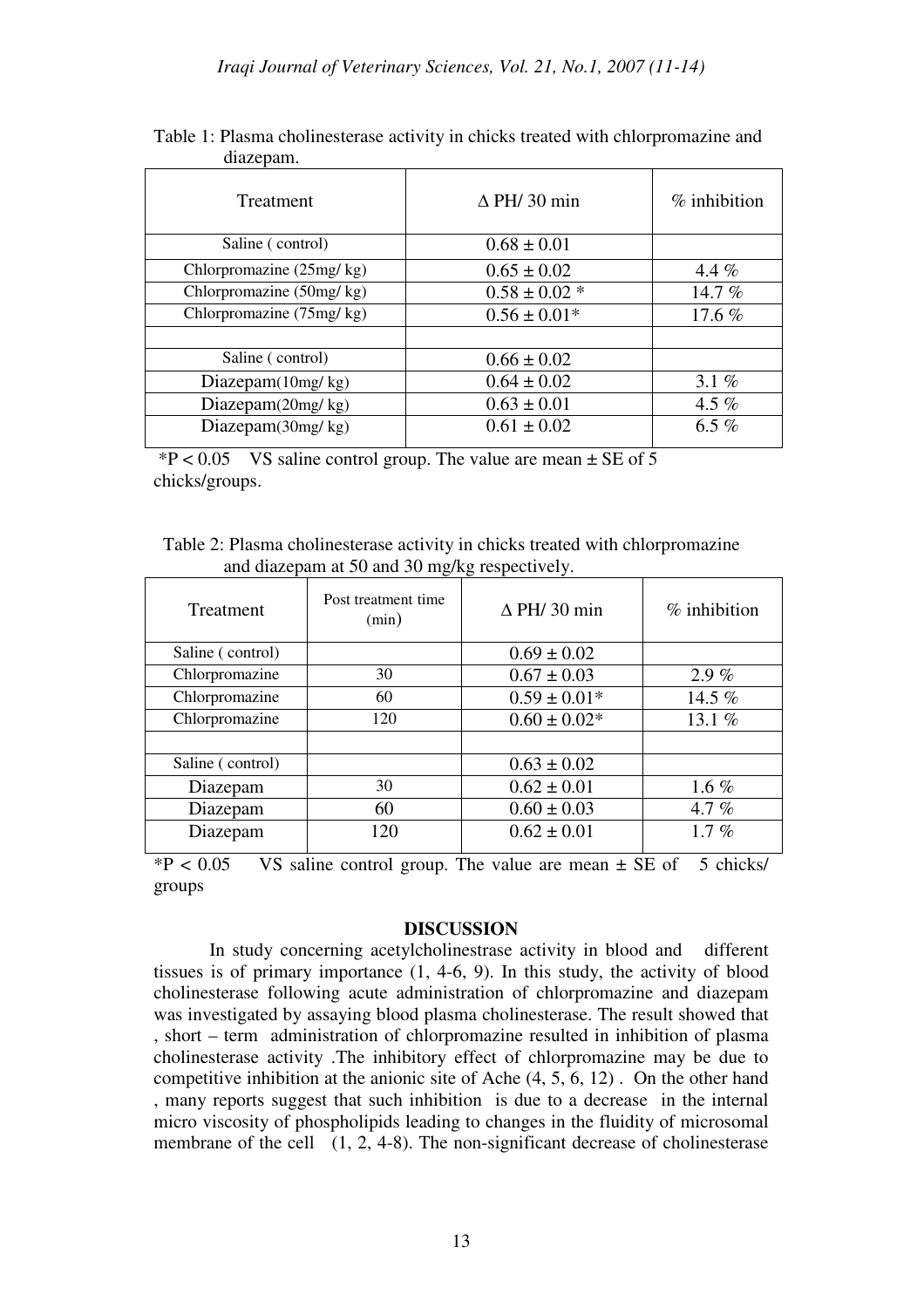Table 1: Plasma cholinesterase activity in chicks treated with chlorpromazine and diazepam.

| Treatment | Δ PH/ 30 min | % inhibition |
|---|---|---|
| Saline ( control) | 0.68 ± 0.01 | |
| Chlorpromazine (25mg/ kg) | 0.65 ± 0.02 | 4.4 % |
| Chlorpromazine (50mg/ kg) | 0.58 ± 0.02 * | 14.7 % |
| Chlorpromazine (75mg/ kg) | 0.56 ± 0.01* | 17.6 % |
| | | |
| Saline ( control) | 0.66 ± 0.02 | |
| Diazepam(10mg/ kg) | 0.64 ± 0.02 | 3.1 % |
| Diazepam(20mg/ kg) | 0.63 ± 0.01 | 4.5 % |
| Diazepam(30mg/ kg) | 0.61 ± 0.02 | 6.5 % |

*P < 0.05 VS saline control group. The value are mean ± SE of 5 chicks/groups.

Table 2: Plasma cholinesterase activity in chicks treated with chlorpromazine and diazepam at 50 and 30 mg/kg respectively.

| Treatment | Post treatment time (min) | Δ PH/ 30 min | % inhibition |
|---|---|---|---|
| Saline ( control) | | 0.69 ± 0.02 | |
| Chlorpromazine | 30 | 0.67 ± 0.03 | 2.9 % |
| Chlorpromazine | 60 | 0.59 ± 0.01* | 14.5 % |
| Chlorpromazine | 120 | 0.60 ± 0.02* | 13.1 % |
| | | | |
| Saline ( control) | | 0.63 ± 0.02 | |
| Diazepam | 30 | 0.62 ± 0.01 | 1.6 % |
| Diazepam | 60 | 0.60 ± 0.03 | 4.7 % |
| Diazepam | 120 | 0.62 ± 0.01 | 1.7 % |

*P < 0.05 VS saline control group. The value are mean ± SE of 5 chicks/ groups

## DISCUSSION

In study concerning acetylcholinestrase activity in blood and different tissues is of primary importance (1, 4-6, 9). In this study, the activity of blood cholinesterase following acute administration of chlorpromazine and diazepam was investigated by assaying blood plasma cholinesterase. The result showed that , short – term administration of chlorpromazine resulted in inhibition of plasma cholinesterase activity .The inhibitory effect of chlorpromazine may be due to competitive inhibition at the anionic site of Ache (4, 5, 6, 12) . On the other hand , many reports suggest that such inhibition is due to a decrease in the internal micro viscosity of phospholipids leading to changes in the fluidity of microsomal membrane of the cell (1, 2, 4-8). The non-significant decrease of cholinesterase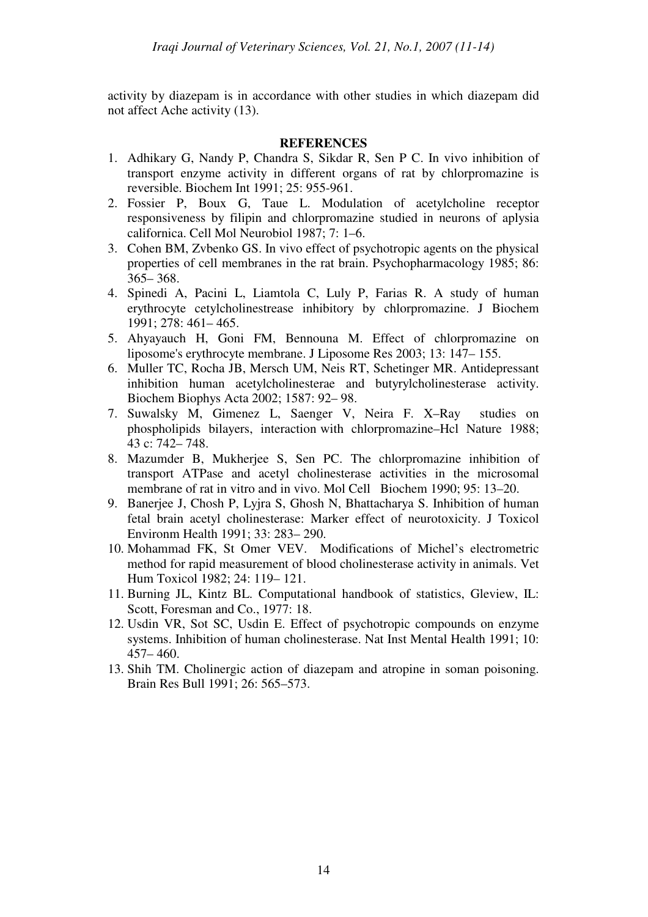activity by diazepam is in accordance with other studies in which diazepam did not affect Ache activity (13).

## REFERENCES

1. Adhikary G, Nandy P, Chandra S, Sikdar R, Sen P C. In vivo inhibition of transport enzyme activity in different organs of rat by chlorpromazine is reversible. Biochem Int 1991; 25: 955-961.
2. Fossier P, Boux G, Taue L. Modulation of acetylcholine receptor responsiveness by filipin and chlorpromazine studied in neurons of aplysia californica. Cell Mol Neurobiol 1987; 7: 1–6.
3. Cohen BM, Zvbenko GS. In vivo effect of psychotropic agents on the physical properties of cell membranes in the rat brain. Psychopharmacology 1985; 86: 365– 368.
4. Spinedi A, Pacini L, Liamtola C, Luly P, Farias R. A study of human erythrocyte cetylcholinestrease inhibitory by chlorpromazine. J Biochem 1991; 278: 461– 465.
5. Ahyayauch H, Goni FM, Bennouna M. Effect of chlorpromazine on liposome's erythrocyte membrane. J Liposome Res 2003; 13: 147– 155.
6. Muller TC, Rocha JB, Mersch UM, Neis RT, Schetinger MR. Antidepressant inhibition human acetylcholinesterae and butyrylcholinesterase activity. Biochem Biophys Acta 2002; 1587: 92– 98.
7. Suwalsky M, Gimenez L, Saenger V, Neira F. X–Ray studies on phospholipids bilayers, interaction with chlorpromazine–Hcl Nature 1988; 43 c: 742– 748.
8. Mazumder B, Mukherjee S, Sen PC. The chlorpromazine inhibition of transport ATPase and acetyl cholinesterase activities in the microsomal membrane of rat in vitro and in vivo. Mol Cell Biochem 1990; 95: 13–20.
9. Banerjee J, Chosh P, Lyjra S, Ghosh N, Bhattacharya S. Inhibition of human fetal brain acetyl cholinesterase: Marker effect of neurotoxicity. J Toxicol Environm Health 1991; 33: 283– 290.
10. Mohammad FK, St Omer VEV. Modifications of Michel's electrometric method for rapid measurement of blood cholinesterase activity in animals. Vet Hum Toxicol 1982; 24: 119– 121.
11. Burning JL, Kintz BL. Computational handbook of statistics, Gleview, IL: Scott, Foresman and Co., 1977: 18.
12. Usdin VR, Sot SC, Usdin E. Effect of psychotropic compounds on enzyme systems. Inhibition of human cholinesterase. Nat Inst Mental Health 1991; 10: 457– 460.
13. Shih TM. Cholinergic action of diazepam and atropine in soman poisoning. Brain Res Bull 1991; 26: 565–573.